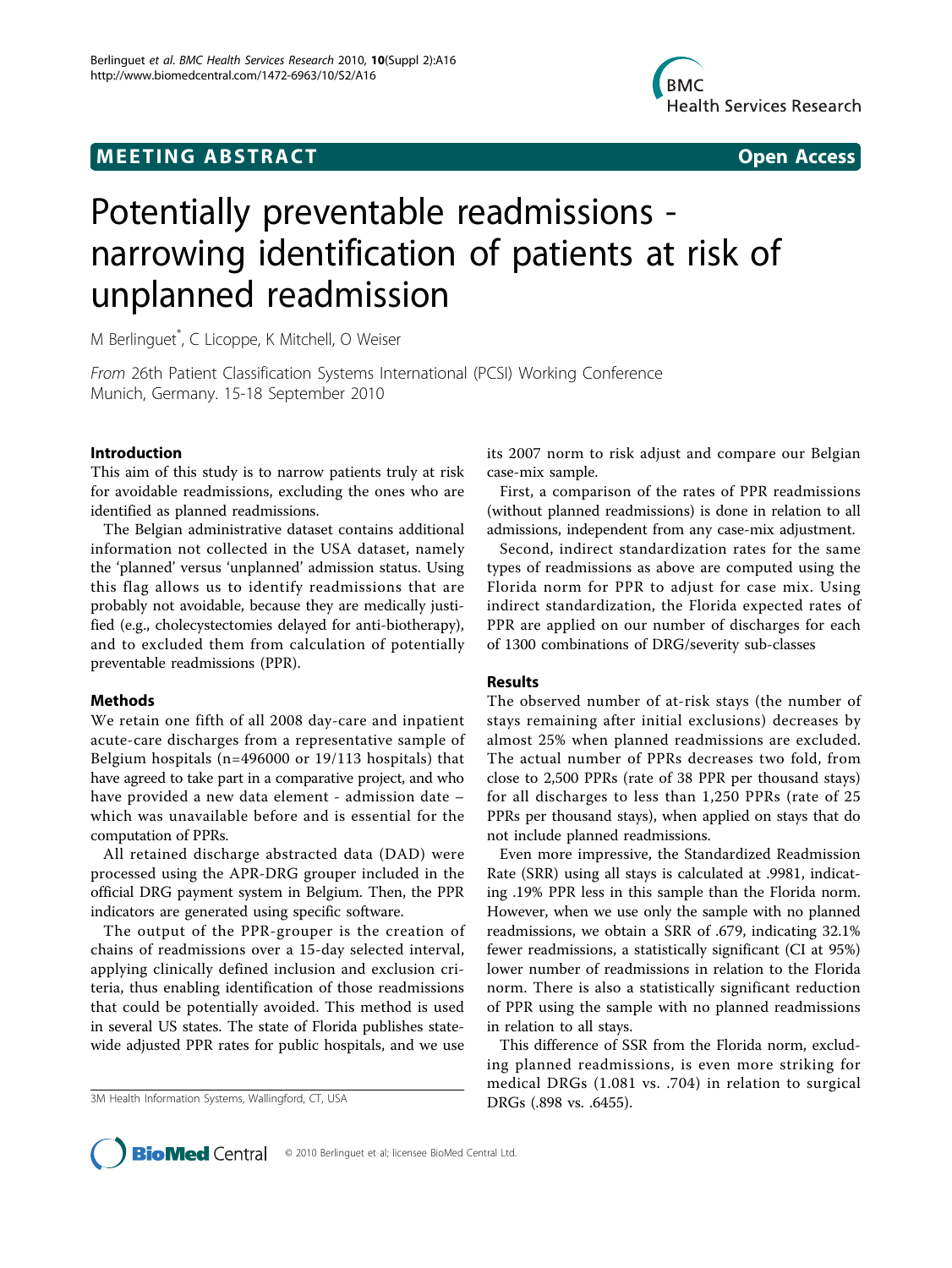# Potentially preventable readmissions - narrowing identification of patients at risk of unplanned readmission

M Berlinguet*, C Licoppe, K Mitchell, O Weiser

*From* 26th Patient Classification Systems International (PCSI) Working Conference
Munich, Germany. 15-18 September 2010

## Introduction

This aim of this study is to narrow patients truly at risk for avoidable readmissions, excluding the ones who are identified as planned readmissions.

The Belgian administrative dataset contains additional information not collected in the USA dataset, namely the 'planned' versus 'unplanned' admission status. Using this flag allows us to identify readmissions that are probably not avoidable, because they are medically justified (e.g., cholecystectomies delayed for anti-biotherapy), and to excluded them from calculation of potentially preventable readmissions (PPR).

## Methods

We retain one fifth of all 2008 day-care and inpatient acute-care discharges from a representative sample of Belgium hospitals (n=496000 or 19/113 hospitals) that have agreed to take part in a comparative project, and who have provided a new data element - admission date – which was unavailable before and is essential for the computation of PPRs.

All retained discharge abstracted data (DAD) were processed using the APR-DRG grouper included in the official DRG payment system in Belgium. Then, the PPR indicators are generated using specific software.

The output of the PPR-grouper is the creation of chains of readmissions over a 15-day selected interval, applying clinically defined inclusion and exclusion criteria, thus enabling identification of those readmissions that could be potentially avoided. This method is used in several US states. The state of Florida publishes statewide adjusted PPR rates for public hospitals, and we use its 2007 norm to risk adjust and compare our Belgian case-mix sample.

First, a comparison of the rates of PPR readmissions (without planned readmissions) is done in relation to all admissions, independent from any case-mix adjustment.

Second, indirect standardization rates for the same types of readmissions as above are computed using the Florida norm for PPR to adjust for case mix. Using indirect standardization, the Florida expected rates of PPR are applied on our number of discharges for each of 1300 combinations of DRG/severity sub-classes

## Results

The observed number of at-risk stays (the number of stays remaining after initial exclusions) decreases by almost 25% when planned readmissions are excluded. The actual number of PPRs decreases two fold, from close to 2,500 PPRs (rate of 38 PPR per thousand stays) for all discharges to less than 1,250 PPRs (rate of 25 PPRs per thousand stays), when applied on stays that do not include planned readmissions.

Even more impressive, the Standardized Readmission Rate (SRR) using all stays is calculated at .9981, indicating .19% PPR less in this sample than the Florida norm. However, when we use only the sample with no planned readmissions, we obtain a SRR of .679, indicating 32.1% fewer readmissions, a statistically significant (CI at 95%) lower number of readmissions in relation to the Florida norm. There is also a statistically significant reduction of PPR using the sample with no planned readmissions in relation to all stays.

This difference of SSR from the Florida norm, excluding planned readmissions, is even more striking for medical DRGs (1.081 vs. .704) in relation to surgical DRGs (.898 vs. .6455).

3M Health Information Systems, Wallingford, CT, USA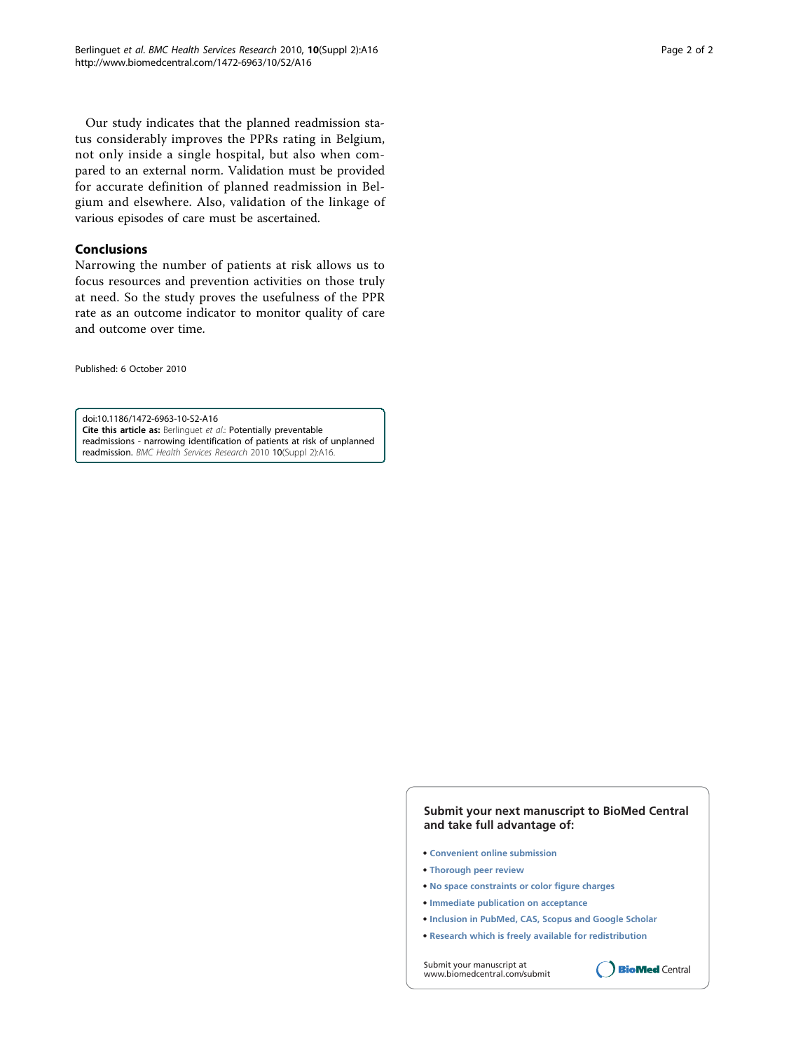Our study indicates that the planned readmission status considerably improves the PPRs rating in Belgium, not only inside a single hospital, but also when compared to an external norm. Validation must be provided for accurate definition of planned readmission in Belgium and elsewhere. Also, validation of the linkage of various episodes of care must be ascertained.

## Conclusions

Narrowing the number of patients at risk allows us to focus resources and prevention activities on those truly at need. So the study proves the usefulness of the PPR rate as an outcome indicator to monitor quality of care and outcome over time.

Published: 6 October 2010

doi:10.1186/1472-6963-10-S2-A16
**Cite this article as:** Berlinguet *et al.*: Potentially preventable readmissions - narrowing identification of patients at risk of unplanned readmission. *BMC Health Services Research* 2010 **10**(Suppl 2):A16.

**Submit your next manuscript to BioMed Central and take full advantage of:**

- **Convenient online submission**
- **Thorough peer review**
- **No space constraints or color figure charges**
- **Immediate publication on acceptance**
- **Inclusion in PubMed, CAS, Scopus and Google Scholar**
- **Research which is freely available for redistribution**

Submit your manuscript at
www.biomedcentral.com/submit

BioMed Central